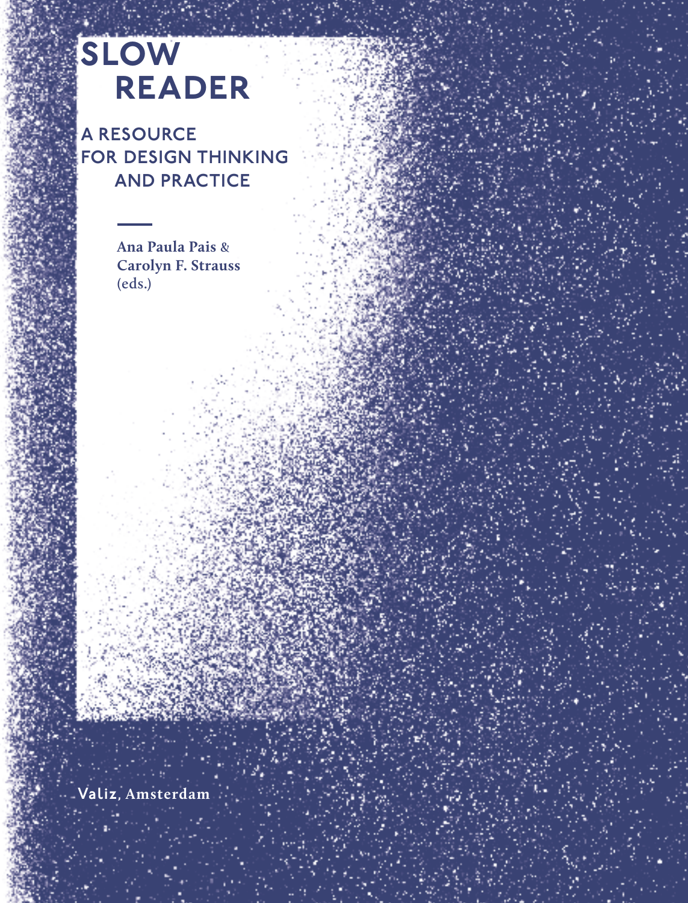# SLOW READER

## A RESOURCE FOR DESIGN THINKING AND PRACTICE

**Ana Paula Pais** & **Carolyn F. Strauss** (eds.)

**Valiz**, **Amsterdam**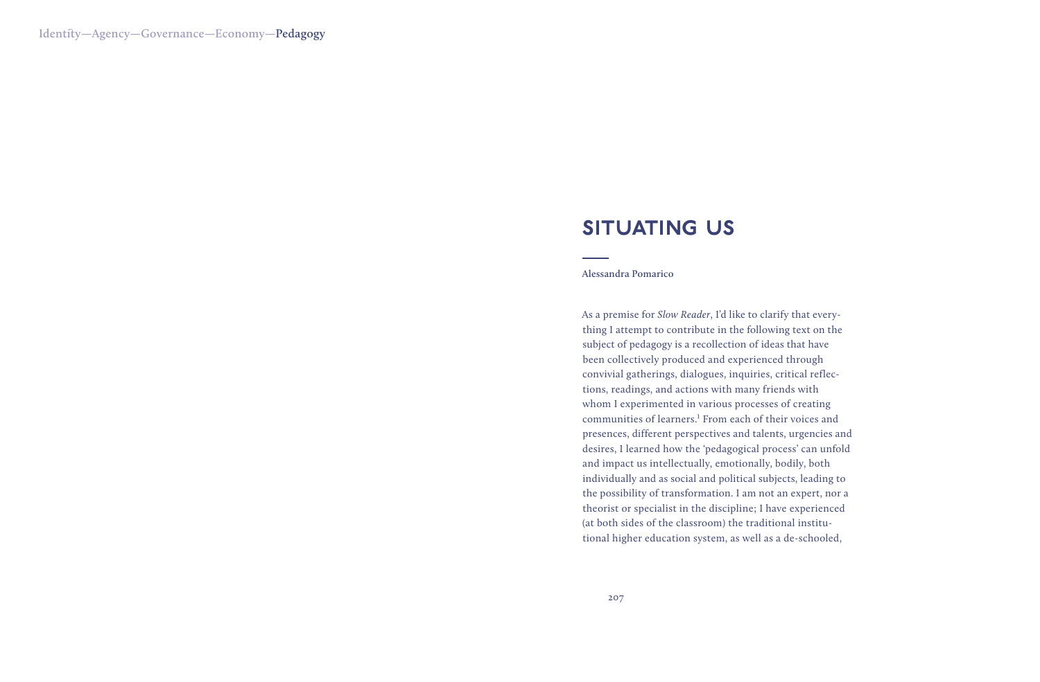# SITUATING US

Alessandra Pomarico

As a premise for *Slow Reader*, I'd like to clarify that everything I attempt to contribute in the following text on the subject of pedagogy is a recollection of ideas that have been collectively produced and experienced through convivial gatherings, dialogues, inquiries, critical reflections, readings, and actions with many friends with whom I experimented in various processes of creating communities of learners.[1] From each of their voices and presences, different perspectives and talents, urgencies and desires, I learned how the 'pedagogical process' can unfold and impact us intellectually, emotionally, bodily, both individually and as social and political subjects, leading to the possibility of transformation. I am not an expert, nor a theorist or specialist in the discipline; I have experienced (at both sides of the classroom) the traditional institutional higher education system, as well as a de-schooled,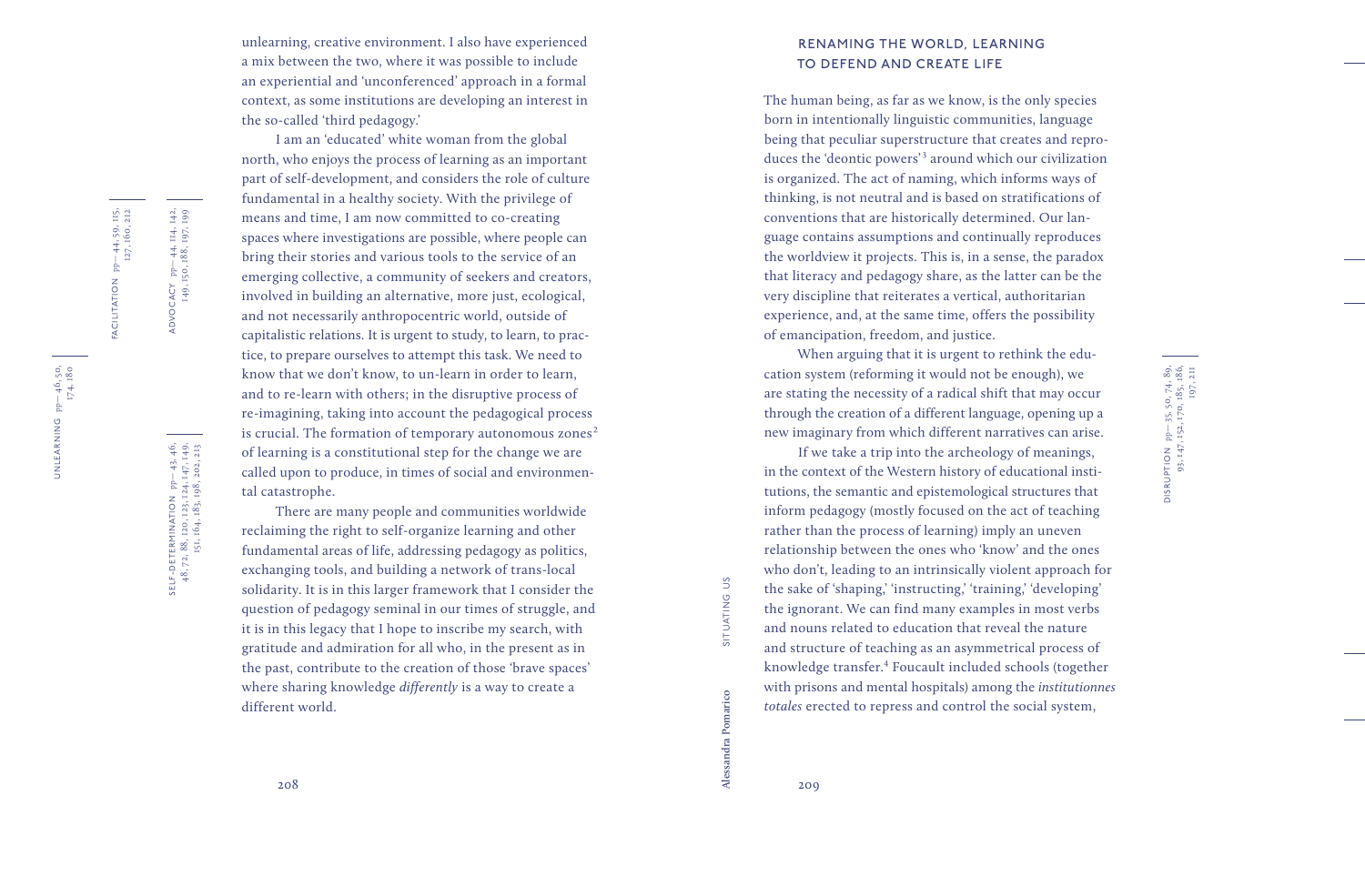unlearning, creative environment. I also have experienced a mix between the two, where it was possible to include an experiential and 'unconferenced' approach in a formal context, as some institutions are developing an interest in the so-called 'third pedagogy.'

I am an 'educated' white woman from the global north, who enjoys the process of learning as an important part of self-development, and considers the role of culture fundamental in a healthy society. With the privilege of means and time, I am now committed to co-creating spaces where investigations are possible, where people can bring their stories and various tools to the service of an emerging collective, a community of seekers and creators, involved in building an alternative, more just, ecological, and not necessarily anthropocentric world, outside of capitalistic relations. It is urgent to study, to learn, to practice, to prepare ourselves to attempt this task. We need to know that we don't know, to un-learn in order to learn, and to re-learn with others; in the disruptive process of re-imagining, taking into account the pedagogical process is crucial. The formation of temporary autonomous zones[2] of learning is a constitutional step for the change we are called upon to produce, in times of social and environmental catastrophe.

There are many people and communities worldwide reclaiming the right to self-organize learning and other fundamental areas of life, addressing pedagogy as politics, exchanging tools, and building a network of trans-local solidarity. It is in this larger framework that I consider the question of pedagogy seminal in our times of struggle, and it is in this legacy that I hope to inscribe my search, with gratitude and admiration for all who, in the present as in the past, contribute to the creation of those 'brave spaces' where sharing knowledge *differently* is a way to create a different world.

## RENAMING THE WORLD, LEARNING TO DEFEND AND CREATE LIFE

The human being, as far as we know, is the only species born in intentionally linguistic communities, language being that peculiar superstructure that creates and reproduces the 'deontic powers'[3] around which our civilization is organized. The act of naming, which informs ways of thinking, is not neutral and is based on stratifications of conventions that are historically determined. Our language contains assumptions and continually reproduces the worldview it projects. This is, in a sense, the paradox that literacy and pedagogy share, as the latter can be the very discipline that reiterates a vertical, authoritarian experience, and, at the same time, offers the possibility of emancipation, freedom, and justice.

When arguing that it is urgent to rethink the education system (reforming it would not be enough), we are stating the necessity of a radical shift that may occur through the creation of a different language, opening up a new imaginary from which different narratives can arise.

If we take a trip into the archeology of meanings, in the context of the Western history of educational institutions, the semantic and epistemological structures that inform pedagogy (mostly focused on the act of teaching rather than the process of learning) imply an uneven relationship between the ones who 'know' and the ones who don't, leading to an intrinsically violent approach for the sake of 'shaping,' 'instructing,' 'training,' 'developing' the ignorant. We can find many examples in most verbs and nouns related to education that reveal the nature and structure of teaching as an asymmetrical process of knowledge transfer.[4] Foucault included schools (together with prisons and mental hospitals) among the *institutionnes totales* erected to repress and control the social system,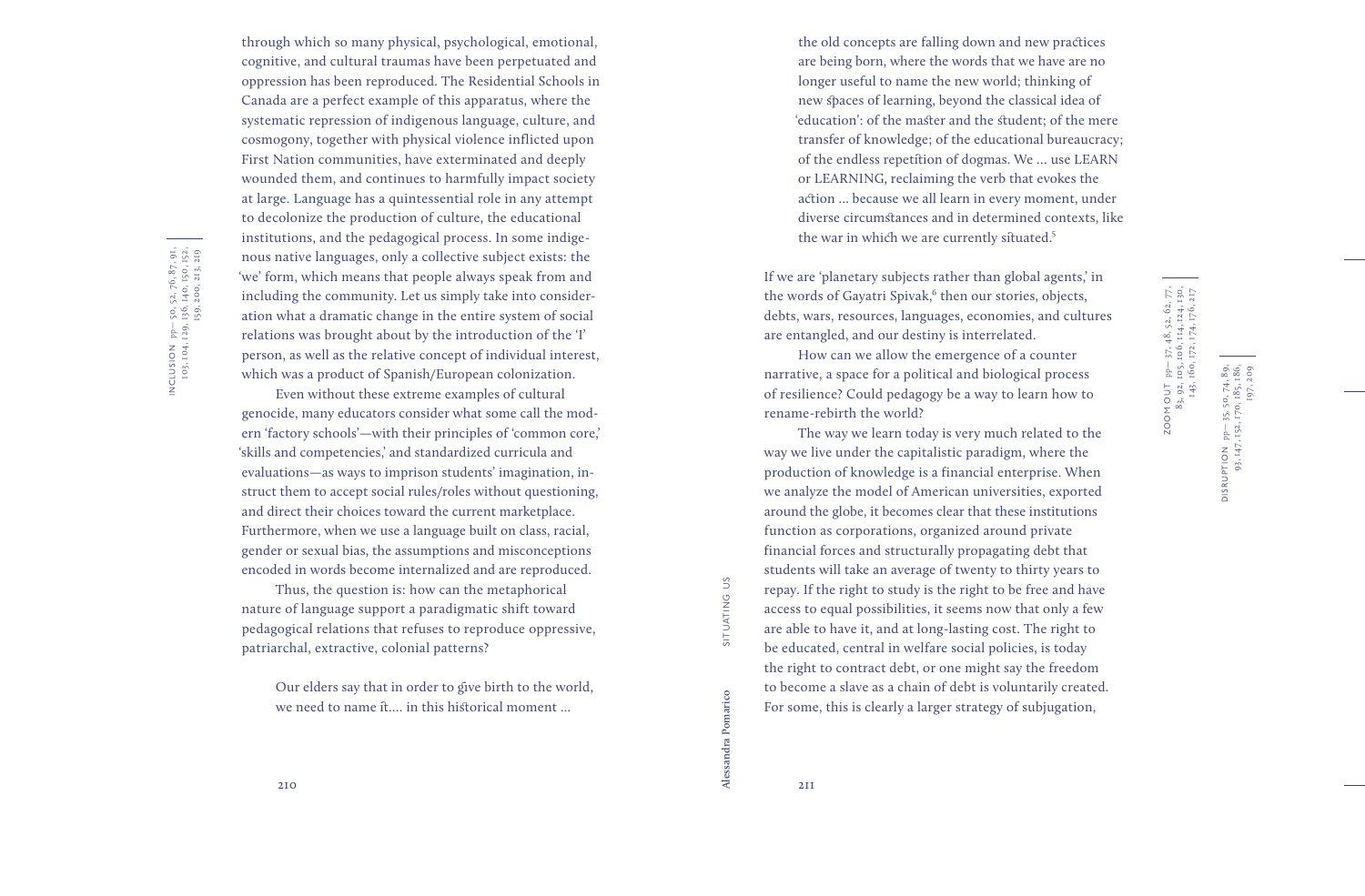through which so many physical, psychological, emotional, cognitive, and cultural traumas have been perpetuated and oppression has been reproduced. The Residential Schools in Canada are a perfect example of this apparatus, where the systematic repression of indigenous language, culture, and cosmogony, together with physical violence inflicted upon First Nation communities, have exterminated and deeply wounded them, and continues to harmfully impact society at large. Language has a quintessential role in any attempt to decolonize the production of culture, the educational institutions, and the pedagogical process. In some indigenous native languages, only a collective subject exists: the 'we' form, which means that people always speak from and including the community. Let us simply take into consideration what a dramatic change in the entire system of social relations was brought about by the introduction of the 'I' person, as well as the relative concept of individual interest, which was a product of Spanish/European colonization.

INCLUSION pp— 50, 52, 76, 87, 91, 103, 104, 129, 136, 140, 150, 152, 159, 200, 213, 219

Even without these extreme examples of cultural genocide, many educators consider what some call the modern 'factory schools'—with their principles of 'common core,' 'skills and competencies,' and standardized curricula and evaluations—as ways to imprison students' imagination, instruct them to accept social rules/roles without questioning, and direct their choices toward the current marketplace. Furthermore, when we use a language built on class, racial, gender or sexual bias, the assumptions and misconceptions encoded in words become internalized and are reproduced.

Thus, the question is: how can the metaphorical nature of language support a paradigmatic shift toward pedagogical relations that refuses to reproduce oppressive, patriarchal, extractive, colonial patterns?

> Our elders say that in order to give birth to the world, we need to name it.... in this historical moment ... the old concepts are falling down and new practices are being born, where the words that we have are no longer useful to name the new world; thinking of new spaces of learning, beyond the classical idea of 'education': of the master and the student; of the mere transfer of knowledge; of the educational bureaucracy; of the endless repetition of dogmas. We ... use LEARN or LEARNING, reclaiming the verb that evokes the action ... because we all learn in every moment, under diverse circumstances and in determined contexts, like the war in which we are currently situated.[5]

If we are 'planetary subjects rather than global agents,' in the words of Gayatri Spivak,[6] then our stories, objects, debts, wars, resources, languages, economies, and cultures are entangled, and our destiny is interrelated.

ZOOM OUT pp— 37, 48, 52, 62, 77, 83, 92, 105, 106, 114, 124, 130, 143, 160, 172, 174, 176, 217

DISRUPTION pp— 35, 50, 74, 89, 93, 147, 152, 170, 185, 186, 197, 209

How can we allow the emergence of a counter narrative, a space for a political and biological process of resilience? Could pedagogy be a way to learn how to rename-rebirth the world?

The way we learn today is very much related to the way we live under the capitalistic paradigm, where the production of knowledge is a financial enterprise. When we analyze the model of American universities, exported around the globe, it becomes clear that these institutions function as corporations, organized around private financial forces and structurally propagating debt that students will take an average of twenty to thirty years to repay. If the right to study is the right to be free and have access to equal possibilities, it seems now that only a few are able to have it, and at long-lasting cost. The right to be educated, central in welfare social policies, is today the right to contract debt, or one might say the freedom to become a slave as a chain of debt is voluntarily created. For some, this is clearly a larger strategy of subjugation,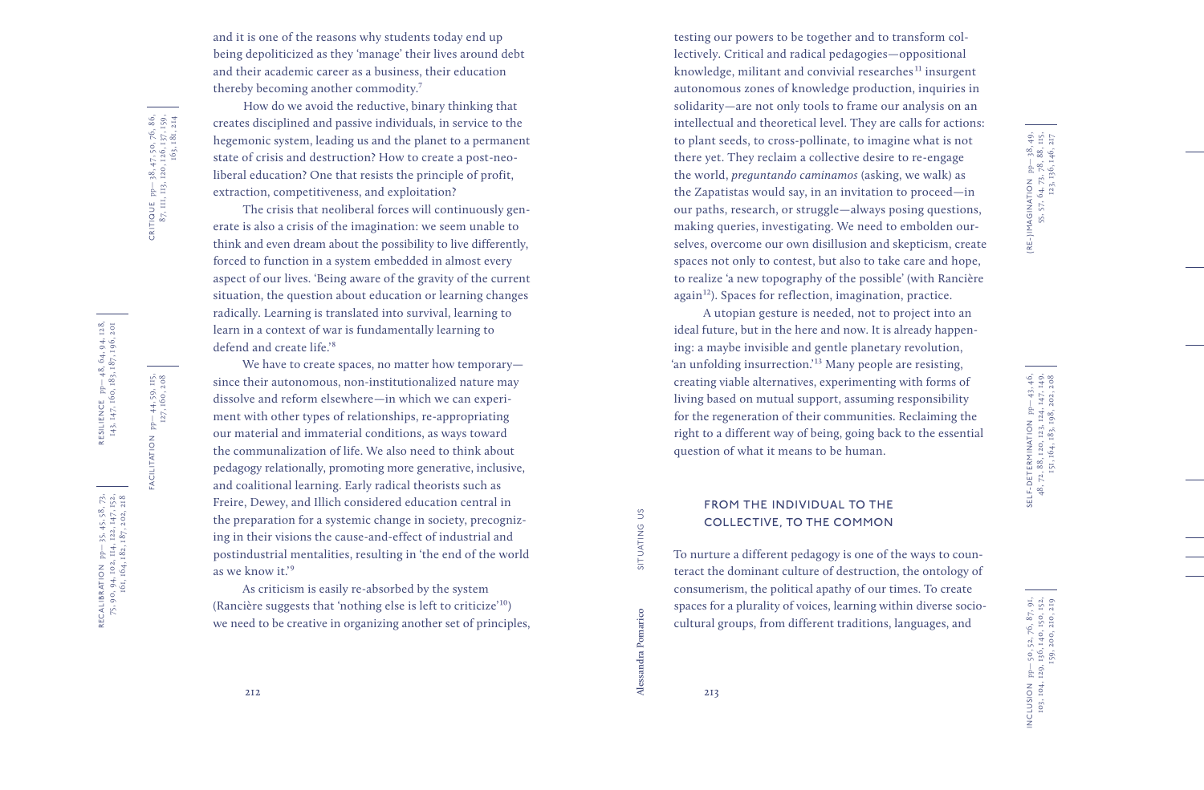and it is one of the reasons why students today end up being depoliticized as they 'manage' their lives around debt and their academic career as a business, their education thereby becoming another commodity.[7]

How do we avoid the reductive, binary thinking that creates disciplined and passive individuals, in service to the hegemonic system, leading us and the planet to a permanent state of crisis and destruction? How to create a post-neoliberal education? One that resists the principle of profit, extraction, competitiveness, and exploitation?

The crisis that neoliberal forces will continuously generate is also a crisis of the imagination: we seem unable to think and even dream about the possibility to live differently, forced to function in a system embedded in almost every aspect of our lives. 'Being aware of the gravity of the current situation, the question about education or learning changes radically. Learning is translated into survival, learning to learn in a context of war is fundamentally learning to defend and create life.'[8]

We have to create spaces, no matter how temporary—since their autonomous, non-institutionalized nature may dissolve and reform elsewhere—in which we can experiment with other types of relationships, re-appropriating our material and immaterial conditions, as ways toward the communalization of life. We also need to think about pedagogy relationally, promoting more generative, inclusive, and coalitional learning. Early radical theorists such as Freire, Dewey, and Illich considered education central in the preparation for a systemic change in society, precognizing in their visions the cause-and-effect of industrial and postindustrial mentalities, resulting in 'the end of the world as we know it.'[9]

As criticism is easily re-absorbed by the system (Rancière suggests that 'nothing else is left to criticize'[10]) we need to be creative in organizing another set of principles, testing our powers to be together and to transform collectively. Critical and radical pedagogies—oppositional knowledge, militant and convivial researches[11] insurgent autonomous zones of knowledge production, inquiries in solidarity—are not only tools to frame our analysis on an intellectual and theoretical level. They are calls for actions: to plant seeds, to cross-pollinate, to imagine what is not there yet. They reclaim a collective desire to re-engage the world, *preguntando caminamos* (asking, we walk) as the Zapatistas would say, in an invitation to proceed—in our paths, research, or struggle—always posing questions, making queries, investigating. We need to embolden ourselves, overcome our own disillusion and skepticism, create spaces not only to contest, but also to take care and hope, to realize 'a new topography of the possible' (with Rancière again[12]). Spaces for reflection, imagination, practice.

A utopian gesture is needed, not to project into an ideal future, but in the here and now. It is already happening: a maybe invisible and gentle planetary revolution, 'an unfolding insurrection.'[13] Many people are resisting, creating viable alternatives, experimenting with forms of living based on mutual support, assuming responsibility for the regeneration of their communities. Reclaiming the right to a different way of being, going back to the essential question of what it means to be human.

## FROM THE INDIVIDUAL TO THE COLLECTIVE, TO THE COMMON

To nurture a different pedagogy is one of the ways to counteract the dominant culture of destruction, the ontology of consumerism, the political apathy of our times. To create spaces for a plurality of voices, learning within diverse sociocultural groups, from different traditions, languages, and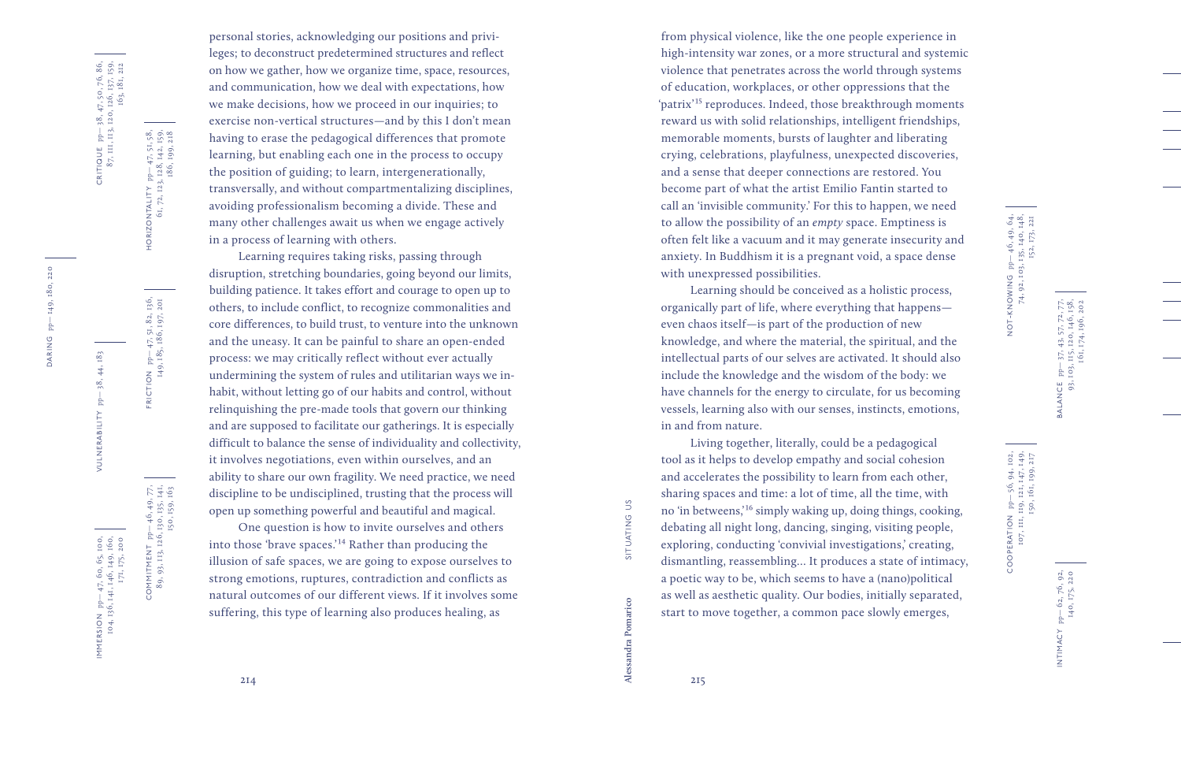personal stories, acknowledging our positions and privileges; to deconstruct predetermined structures and reflect on how we gather, how we organize time, space, resources, and communication, how we deal with expectations, how we make decisions, how we proceed in our inquiries; to exercise non-vertical structures—and by this I don't mean having to erase the pedagogical differences that promote learning, but enabling each one in the process to occupy the position of guiding; to learn, intergenerationally, transversally, and without compartmentalizing disciplines, avoiding professionalism becoming a divide. These and many other challenges await us when we engage actively in a process of learning with others.

Learning requires taking risks, passing through disruption, stretching boundaries, going beyond our limits, building patience. It takes effort and courage to open up to others, to include conflict, to recognize commonalities and core differences, to build trust, to venture into the unknown and the uneasy. It can be painful to share an open-ended process: we may critically reflect without ever actually undermining the system of rules and utilitarian ways we inhabit, without letting go of our habits and control, without relinquishing the pre-made tools that govern our thinking and are supposed to facilitate our gatherings. It is especially difficult to balance the sense of individuality and collectivity, it involves negotiations, even within ourselves, and an ability to share our own fragility. We need practice, we need discipline to be undisciplined, trusting that the process will open up something powerful and beautiful and magical.

One question is how to invite ourselves and others into those 'brave spaces.'[14] Rather than producing the illusion of safe spaces, we are going to expose ourselves to strong emotions, ruptures, contradiction and conflicts as natural outcomes of our different views. If it involves some suffering, this type of learning also produces healing, as from physical violence, like the one people experience in high-intensity war zones, or a more structural and systemic violence that penetrates across the world through systems of education, workplaces, or other oppressions that the 'patrix'[15] reproduces. Indeed, those breakthrough moments reward us with solid relationships, intelligent friendships, memorable moments, bursts of laughter and liberating crying, celebrations, playfulness, unexpected discoveries, and a sense that deeper connections are restored. You become part of what the artist Emilio Fantin started to call an 'invisible community.' For this to happen, we need to allow the possibility of an *empty* space. Emptiness is often felt like a vacuum and it may generate insecurity and anxiety. In Buddhism it is a pregnant void, a space dense with unexpressed possibilities.

Learning should be conceived as a holistic process, organically part of life, where everything that happens—even chaos itself—is part of the production of new knowledge, and where the material, the spiritual, and the intellectual parts of our selves are activated. It should also include the knowledge and the wisdom of the body: we have channels for the energy to circulate, for us becoming vessels, learning also with our senses, instincts, emotions, in and from nature.

Living together, literally, could be a pedagogical tool as it helps to develop empathy and social cohesion and accelerates the possibility to learn from each other, sharing spaces and time: a lot of time, all the time, with no 'in betweens,'[16] simply waking up, doing things, cooking, debating all night long, dancing, singing, visiting people, exploring, conducting 'convivial investigations,' creating, dismantling, reassembling… It produces a state of intimacy, a poetic way to be, which seems to have a (nano)political as well as aesthetic quality. Our bodies, initially separated, start to move together, a common pace slowly emerges,

CRITIQUE pp— 38, 47, 50, 76, 86, 87, 111, 113, 120, 126, 137, 159, 163, 181, 212

HORIZONTALITY pp— 47, 51, 58, 61, 72, 123, 128, 142, 159, 186, 199, 218

DARING pp— 149, 180, 220

VULNERABILITY pp— 38, 44, 183

FRICTION pp— 47, 51, 82, 136, 149, 185, 186, 197, 201

COMMITMENT pp— 46, 49, 77, 89, 93, 113, 126, 130, 135, 141, 150, 159, 163

IMMERSION pp— 47, 60, 65, 100, 104, 136, 141, 146, 149, 160, 171, 175, 200

NOT-KNOWING pp— 46, 49, 64, 74, 92, 103, 135, 140, 148, 152, 173, 221

BALANCE pp— 37, 43, 57, 72, 77, 93, 103, 115, 120, 146, 158, 161, 174, 196, 202

COOPERATION pp— 56, 94, 102, 107, 111, 119, 121, 147, 149, 150, 161, 199, 217

INTIMACY pp— 62, 76, 92, 140, 175, 220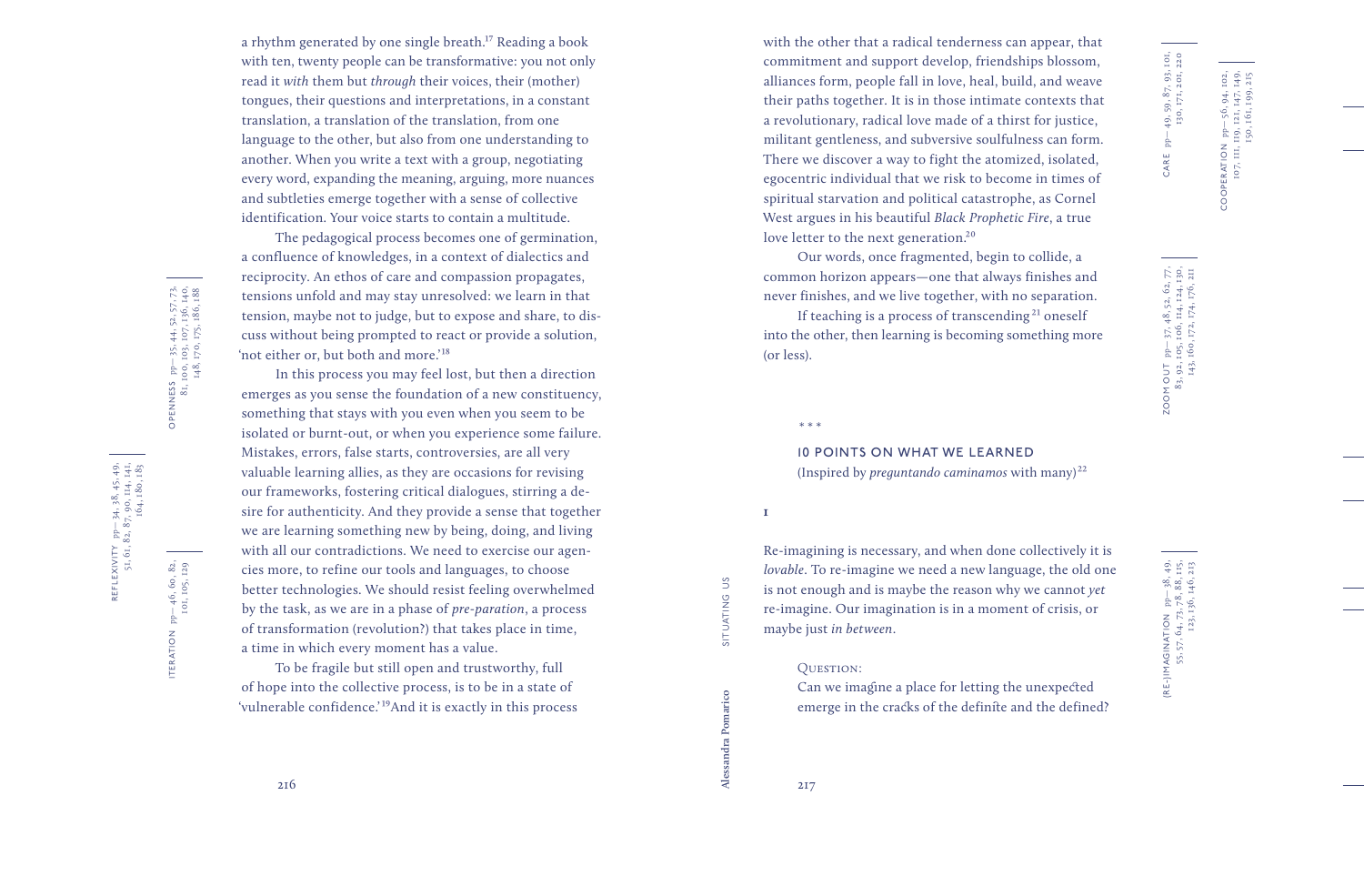a rhythm generated by one single breath.[17] Reading a book with ten, twenty people can be transformative: you not only read it *with* them but *through* their voices, their (mother) tongues, their questions and interpretations, in a constant translation, a translation of the translation, from one language to the other, but also from one understanding to another. When you write a text with a group, negotiating every word, expanding the meaning, arguing, more nuances and subtleties emerge together with a sense of collective identification. Your voice starts to contain a multitude.

The pedagogical process becomes one of germination, a confluence of knowledges, in a context of dialectics and reciprocity. An ethos of care and compassion propagates, tensions unfold and may stay unresolved: we learn in that tension, maybe not to judge, but to expose and share, to discuss without being prompted to react or provide a solution, 'not either or, but both and more.'[18]

In this process you may feel lost, but then a direction emerges as you sense the foundation of a new constituency, something that stays with you even when you seem to be isolated or burnt-out, or when you experience some failure. Mistakes, errors, false starts, controversies, are all very valuable learning allies, as they are occasions for revising our frameworks, fostering critical dialogues, stirring a desire for authenticity. And they provide a sense that together we are learning something new by being, doing, and living with all our contradictions. We need to exercise our agencies more, to refine our tools and languages, to choose better technologies. We should resist feeling overwhelmed by the task, as we are in a phase of *pre-paration*, a process of transformation (revolution?) that takes place in time, a time in which every moment has a value.

To be fragile but still open and trustworthy, full of hope into the collective process, is to be in a state of 'vulnerable confidence.'[19] And it is exactly in this process with the other that a radical tenderness can appear, that commitment and support develop, friendships blossom, alliances form, people fall in love, heal, build, and weave their paths together. It is in those intimate contexts that a revolutionary, radical love made of a thirst for justice, militant gentleness, and subversive soulfulness can form. There we discover a way to fight the atomized, isolated, egocentric individual that we risk to become in times of spiritual starvation and political catastrophe, as Cornel West argues in his beautiful *Black Prophetic Fire*, a true love letter to the next generation.[20]

Our words, once fragmented, begin to collide, a common horizon appears—one that always finishes and never finishes, and we live together, with no separation.

If teaching is a process of transcending[21] oneself into the other, then learning is becoming something more (or less).

\* \* \*

## 10 POINTS ON WHAT WE LEARNED

(Inspired by *preguntando caminamos* with many)[22]

### 1

Re-imagining is necessary, and when done collectively it is *lovable*. To re-imagine we need a new language, the old one is not enough and is maybe the reason why we cannot *yet* re-imagine. Our imagination is in a moment of crisis, or maybe just *in between*.

QUESTION:
Can we imagine a place for letting the unexpected emerge in the cracks of the definite and the defined?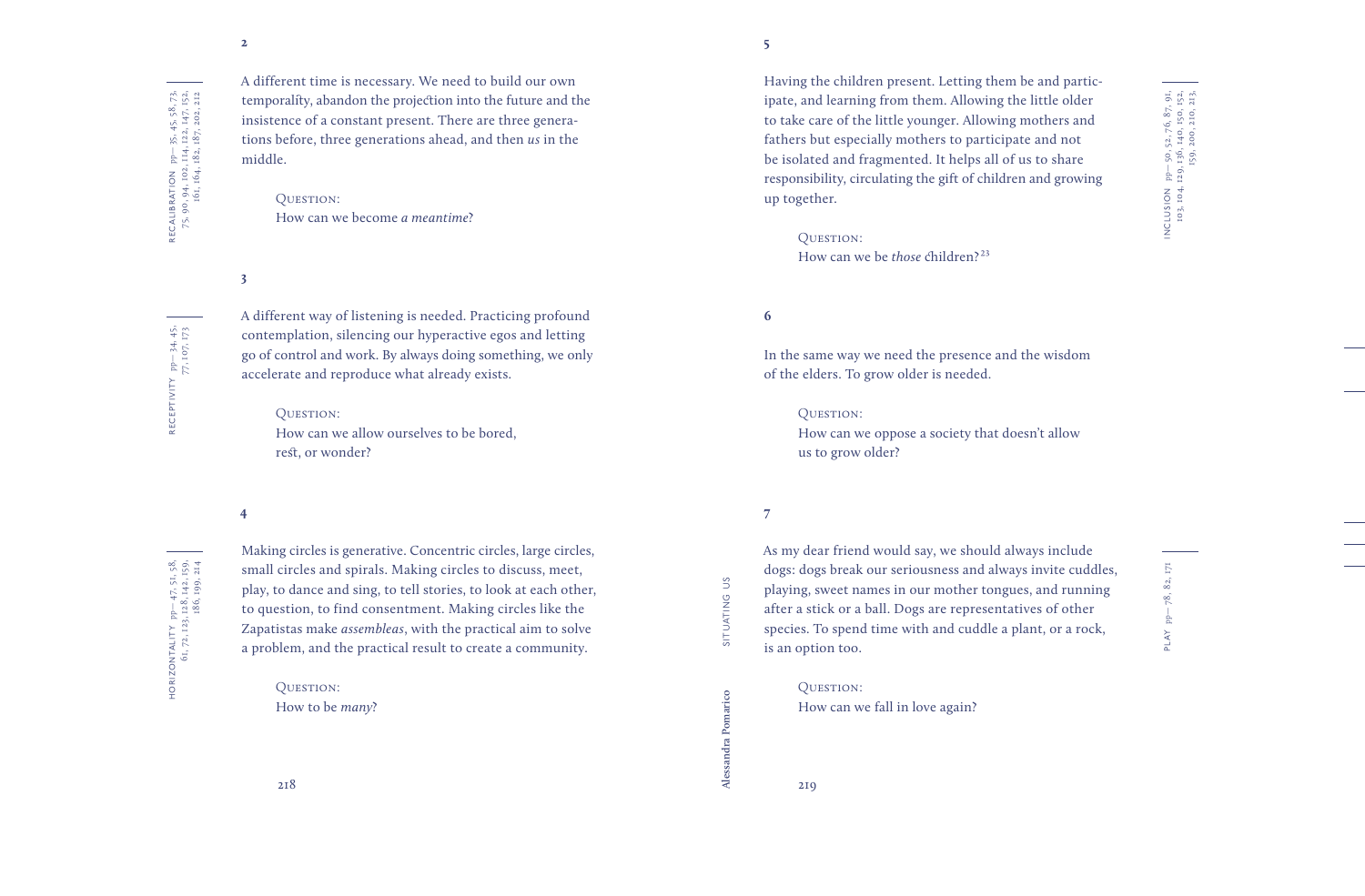**2**

RECALIBRATION pp— 35, 45, 58, 73, 75, 90, 94, 102, 114, 122, 147, 152, 161, 164, 182, 187, 202, 212

A different time is necessary. We need to build our own temporality, abandon the projection into the future and the insistence of a constant present. There are three generations before, three generations ahead, and then *us* in the middle.

> QUESTION:
> How can we become *a meantime*?

**3**

RECEPTIVITY pp— 34, 45, 77, 107, 173

A different way of listening is needed. Practicing profound contemplation, silencing our hyperactive egos and letting go of control and work. By always doing something, we only accelerate and reproduce what already exists.

> QUESTION:
> How can we allow ourselves to be bored, rest, or wonder?

**4**

HORIZONTALITY pp— 47, 51, 58, 61, 72, 123, 128, 142, 159, 186, 199, 214

Making circles is generative. Concentric circles, large circles, small circles and spirals. Making circles to discuss, meet, play, to dance and sing, to tell stories, to look at each other, to question, to find consentment. Making circles like the Zapatistas make *assembleas*, with the practical aim to solve a problem, and the practical result to create a community.

> QUESTION:
> How to be *many*?

**5**

INCLUSION pp— 50, 52, 76, 87, 91, 103, 104, 129, 136, 140, 150, 152, 159, 200, 210, 213

Having the children present. Letting them be and participate, and learning from them. Allowing the little older to take care of the little younger. Allowing mothers and fathers but especially mothers to participate and not be isolated and fragmented. It helps all of us to share responsibility, circulating the gift of children and growing up together.

> QUESTION:
> How can we be *those* children?[23]

**6**

In the same way we need the presence and the wisdom of the elders. To grow older is needed.

> QUESTION:
> How can we oppose a society that doesn't allow us to grow older?

**7**

PLAY pp— 78, 82, 171

As my dear friend would say, we should always include dogs: dogs break our seriousness and always invite cuddles, playing, sweet names in our mother tongues, and running after a stick or a ball. Dogs are representatives of other species. To spend time with and cuddle a plant, or a rock, is an option too.

> QUESTION:
> How can we fall in love again?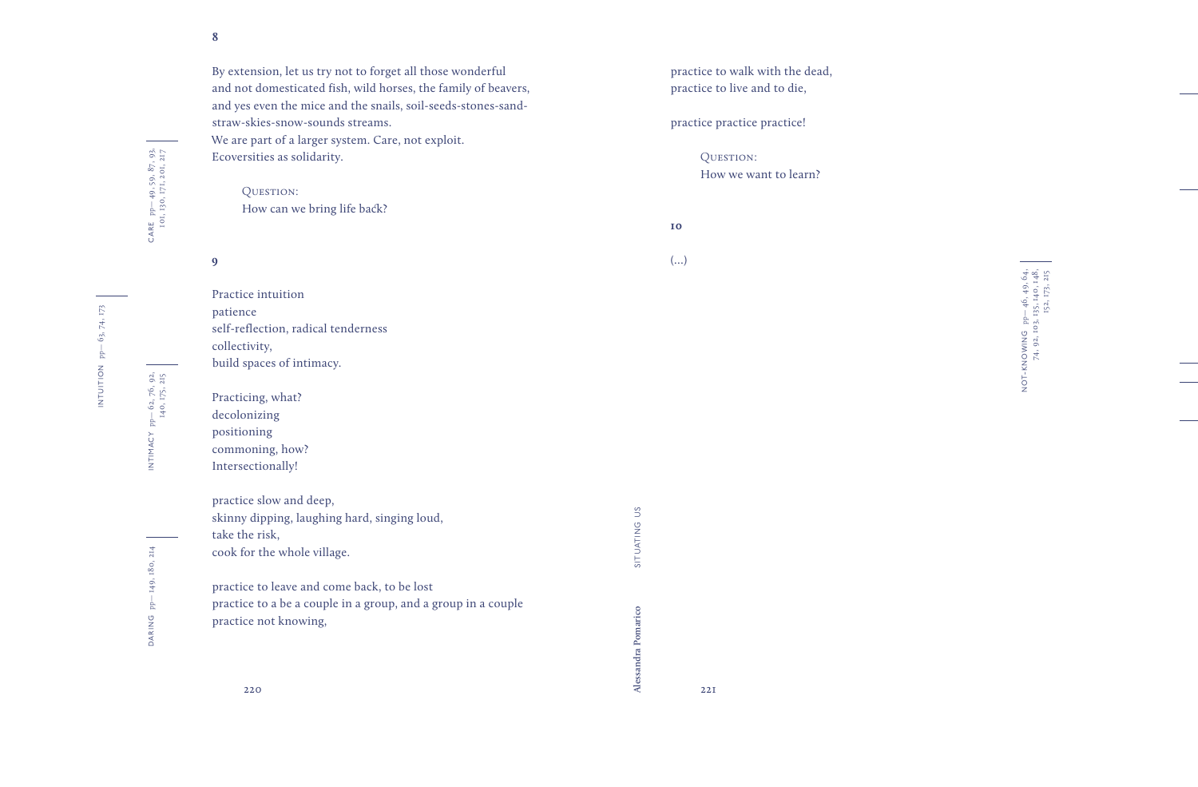## 8

By extension, let us try not to forget all those wonderful
and not domesticated fish, wild horses, the family of beavers,
and yes even the mice and the snails, soil-seeds-stones-sand-
straw-skies-snow-sounds streams.
We are part of a larger system. Care, not exploit.
Ecoversities as solidarity.

> QUESTION:
> How can we bring life back?

CARE pp— 49, 59, 87, 93, 101, 130, 171, 201, 217

INTUITION pp— 63, 74, 173

INTIMACY pp— 62, 76, 92, 140, 175, 215

DARING pp— 149, 180, 214

## 9

Practice intuition
patience
self-reflection, radical tenderness
collectivity,
build spaces of intimacy.

Practicing, what?
decolonizing
positioning
commoning, how?
Intersectionally!

practice slow and deep,
skinny dipping, laughing hard, singing loud,
take the risk,
cook for the whole village.

practice to leave and come back, to be lost
practice to a be a couple in a group, and a group in a couple
practice not knowing,
practice to walk with the dead,
practice to live and to die,

practice practice practice!

> QUESTION:
> How we want to learn?

## 10

(...)

NOT-KNOWING pp— 46, 49, 64, 74, 92, 103, 135, 140, 148, 152, 173, 215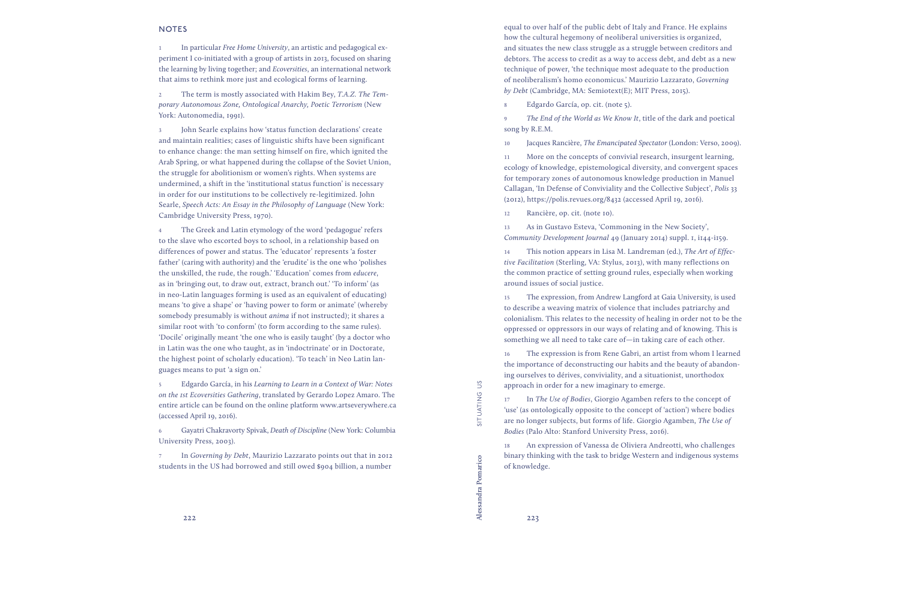## NOTES

1 In particular *Free Home University*, an artistic and pedagogical experiment I co-initiated with a group of artists in 2013, focused on sharing the learning by living together; and *Ecoversities*, an international network that aims to rethink more just and ecological forms of learning.

2 The term is mostly associated with Hakim Bey, *T.A.Z. The Temporary Autonomous Zone, Ontological Anarchy, Poetic Terrorism* (New York: Autonomedia, 1991).

3 John Searle explains how 'status function declarations' create and maintain realities; cases of linguistic shifts have been significant to enhance change: the man setting himself on fire, which ignited the Arab Spring, or what happened during the collapse of the Soviet Union, the struggle for abolitionism or women's rights. When systems are undermined, a shift in the 'institutional status function' is necessary in order for our institutions to be collectively re-legitimized. John Searle, *Speech Acts: An Essay in the Philosophy of Language* (New York: Cambridge University Press, 1970).

4 The Greek and Latin etymology of the word 'pedagogue' refers to the slave who escorted boys to school, in a relationship based on differences of power and status. The 'educator' represents 'a foster father' (caring with authority) and the 'erudite' is the one who 'polishes the unskilled, the rude, the rough.' 'Education' comes from *educere*, as in 'bringing out, to draw out, extract, branch out.' 'To inform' (as in neo-Latin languages forming is used as an equivalent of educating) means 'to give a shape' or 'having power to form or animate' (whereby somebody presumably is without *anima* if not instructed); it shares a similar root with 'to conform' (to form according to the same rules). 'Docile' originally meant 'the one who is easily taught' (by a doctor who in Latin was the one who taught, as in 'indoctrinate' or in Doctorate, the highest point of scholarly education). 'To teach' in Neo Latin languages means to put 'a sign on.'

5 Edgardo García, in his *Learning to Learn in a Context of War: Notes on the 1st Ecoversities Gathering*, translated by Gerardo Lopez Amaro. The entire article can be found on the online platform www.artseverywhere.ca (accessed April 19, 2016).

6 Gayatri Chakravorty Spivak, *Death of Discipline* (New York: Columbia University Press, 2003).

7 In *Governing by Debt*, Maurizio Lazzarato points out that in 2012 students in the US had borrowed and still owed $904 billion, a number equal to over half of the public debt of Italy and France. He explains how the cultural hegemony of neoliberal universities is organized, and situates the new class struggle as a struggle between creditors and debtors. The access to credit as a way to access debt, and debt as a new technique of power, 'the technique most adequate to the production of neoliberalism's homo economicus.' Maurizio Lazzarato, *Governing by Debt* (Cambridge, MA: Semiotext(E); MIT Press, 2015).

8 Edgardo García, op. cit. (note 5).

9 *The End of the World as We Know It*, title of the dark and poetical song by R.E.M.

10 Jacques Rancière, *The Emancipated Spectator* (London: Verso, 2009).

11 More on the concepts of convivial research, insurgent learning, ecology of knowledge, epistemological diversity, and convergent spaces for temporary zones of autonomous knowledge production in Manuel Callagan, 'In Defense of Conviviality and the Collective Subject', *Polis* 33 (2012), https://polis.revues.org/8432 (accessed April 19, 2016).

12 Rancière, op. cit. (note 10).

13 As in Gustavo Esteva, 'Commoning in the New Society', *Community Development Journal* 49 (January 2014) suppl. 1, i144-i159.

14 This notion appears in Lisa M. Landreman (ed.), *The Art of Effective Facilitation* (Sterling, VA: Stylus, 2013), with many reflections on the common practice of setting ground rules, especially when working around issues of social justice.

15 The expression, from Andrew Langford at Gaia University, is used to describe a weaving matrix of violence that includes patriarchy and colonialism. This relates to the necessity of healing in order not to be the oppressed or oppressors in our ways of relating and of knowing. This is something we all need to take care of—in taking care of each other.

16 The expression is from Rene Gabri, an artist from whom I learned the importance of deconstructing our habits and the beauty of abandoning ourselves to dérives, conviviality, and a situationist, unorthodox approach in order for a new imaginary to emerge.

17 In *The Use of Bodies*, Giorgio Agamben refers to the concept of 'use' (as ontologically opposite to the concept of 'action') where bodies are no longer subjects, but forms of life. Giorgio Agamben, *The Use of Bodies* (Palo Alto: Stanford University Press, 2016).

18 An expression of Vanessa de Oliviera Andreotti, who challenges binary thinking with the task to bridge Western and indigenous systems of knowledge.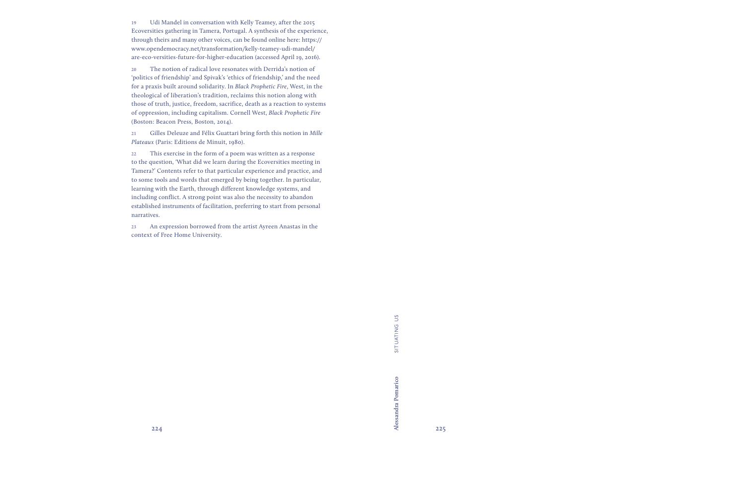19 Udi Mandel in conversation with Kelly Teamey, after the 2015 Ecoversities gathering in Tamera, Portugal. A synthesis of the experience, through theirs and many other voices, can be found online here: https://www.opendemocracy.net/transformation/kelly-teamey-udi-mandel/are-eco-versities-future-for-higher-education (accessed April 19, 2016).

20 The notion of radical love resonates with Derrida's notion of 'politics of friendship' and Spivak's 'ethics of friendship,' and the need for a praxis built around solidarity. In *Black Prophetic Fire*, West, in the theological of liberation's tradition, reclaims this notion along with those of truth, justice, freedom, sacrifice, death as a reaction to systems of oppression, including capitalism. Cornell West, *Black Prophetic Fire* (Boston: Beacon Press, Boston, 2014).

21 Gilles Deleuze and Félix Guattari bring forth this notion in *Mille Plateaux* (Paris: Editions de Minuit, 1980).

22 This exercise in the form of a poem was written as a response to the question, 'What did we learn during the Ecoversities meeting in Tamera?' Contents refer to that particular experience and practice, and to some tools and words that emerged by being together. In particular, learning with the Earth, through different knowledge systems, and including conflict. A strong point was also the necessity to abandon established instruments of facilitation, preferring to start from personal narratives.

23 An expression borrowed from the artist Ayreen Anastas in the context of Free Home University.